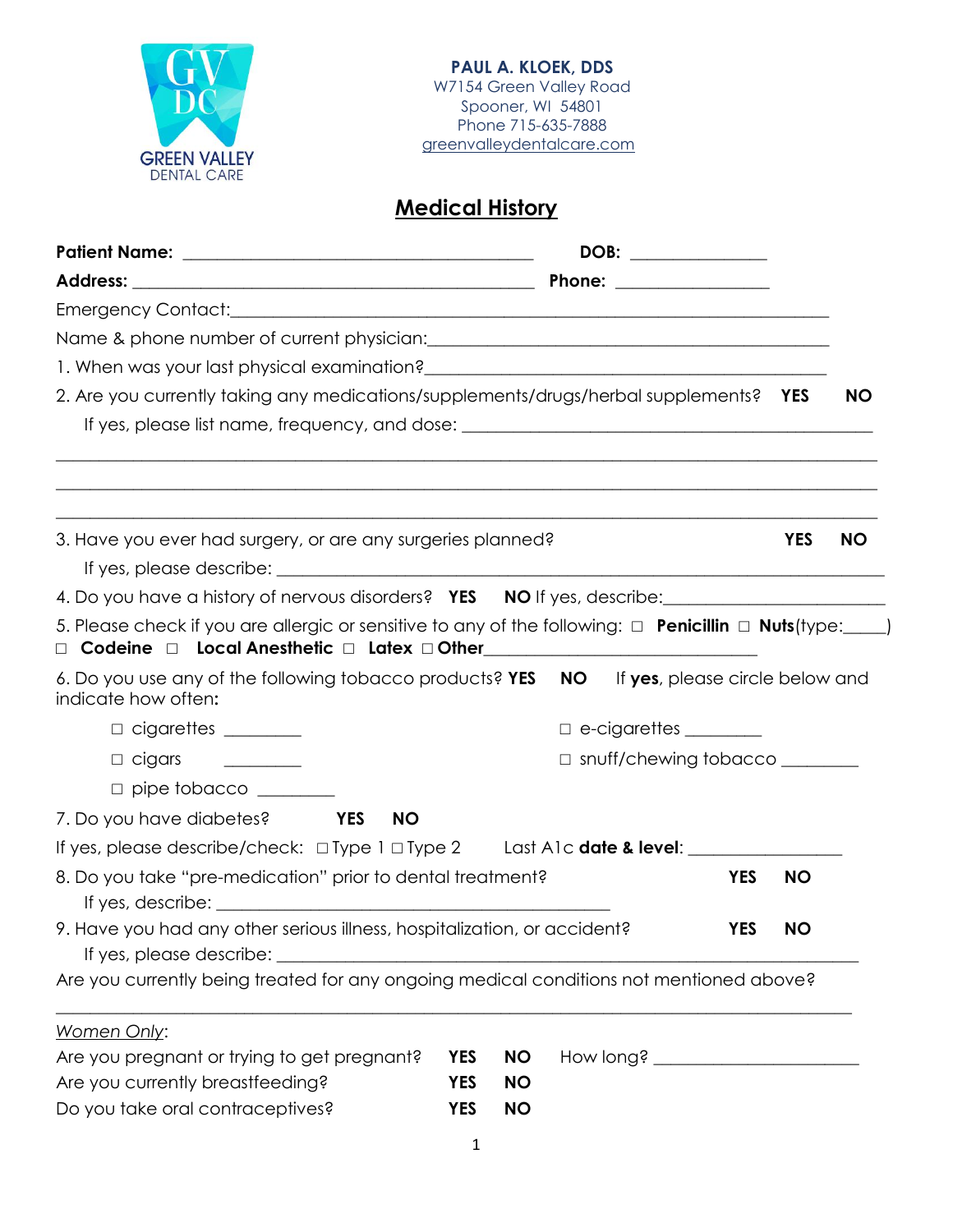GREEN VALLEY DENTAL CARE

**PAUL A. KLOEK, DDS**
W7154 Green Valley Road
Spooner, WI 54801
Phone 715-635-7888
greenvalleydentalcare.com

# Medical History

**Patient Name:** ________________________________________ **DOB:** _______________

**Address:** ____________________________________________ **Phone:** _________________

Emergency Contact:______________________________________________________________________

Name & phone number of current physician:____________________________________________

1. When was your last physical examination?____________________________________________

2. Are you currently taking any medications/supplements/drugs/herbal supplements? **YES** **NO**

   If yes, please list name, frequency, and dose: _____________________________________________

_____________________________________________________________________________________________

_____________________________________________________________________________________________

_____________________________________________________________________________________________

3. Have you ever had surgery, or are any surgeries planned? **YES** **NO**

   If yes, please describe: _________________________________________________________________

4. Do you have a history of nervous disorders? **YES** **NO** If yes, describe:_______________________

5. Please check if you are allergic or sensitive to any of the following: ☐ **Penicillin** ☐ **Nuts**(type:_____) ☐ **Codeine** ☐ **Local Anesthetic** ☐ **Latex** ☐ **Other**_____________________________

6. Do you use any of the following tobacco products? **YES** **NO** If **yes**, please circle below and indicate how often**:**

   ☐ cigarettes _________ ☐ e-cigarettes _________

   ☐ cigars _________ ☐ snuff/chewing tobacco _________

   ☐ pipe tobacco _________

7. Do you have diabetes? **YES** **NO**

If yes, please describe/check: ☐ Type 1 ☐ Type 2 Last A1c **date & level**: _________________

8. Do you take "pre-medication" prior to dental treatment? **YES** **NO**

   If yes, describe: _____________________________________________

9. Have you had any other serious illness, hospitalization, or accident? **YES** **NO**

   If yes, please describe: ______________________________________________________________

Are you currently being treated for any ongoing medical conditions not mentioned above?

_____________________________________________________________________________________________

*Women Only*:

Are you pregnant or trying to get pregnant? **YES** **NO** How long? ______________________

Are you currently breastfeeding? **YES** **NO**

Do you take oral contraceptives? **YES** **NO**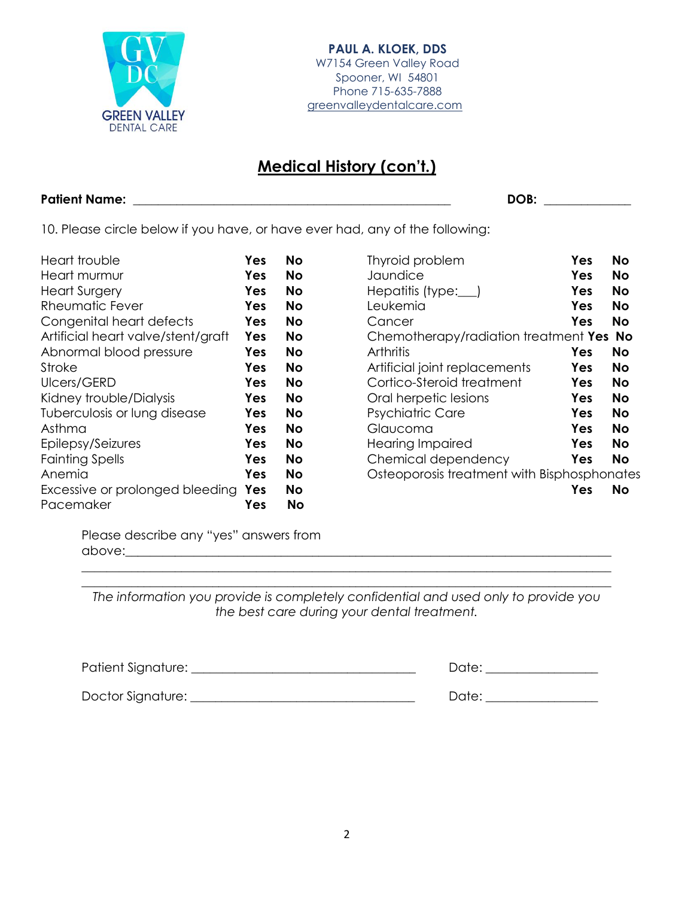GREEN VALLEY DENTAL CARE

**PAUL A. KLOEK, DDS**
W7154 Green Valley Road
Spooner, WI 54801
Phone 715-635-7888
greenvalleydentalcare.com

# Medical History (con't.)

**Patient Name:** ____________________________________________ **DOB:** ____________

10. Please circle below if you have, or have ever had, any of the following:

| | | | | | |
|---|---|---|---|---|---|
| Heart trouble | **Yes** | **No** | Thyroid problem | **Yes** | **No** |
| Heart murmur | **Yes** | **No** | Jaundice | **Yes** | **No** |
| Heart Surgery | **Yes** | **No** | Hepatitis (type:___) | **Yes** | **No** |
| Rheumatic Fever | **Yes** | **No** | Leukemia | **Yes** | **No** |
| Congenital heart defects | **Yes** | **No** | Cancer | **Yes** | **No** |
| Artificial heart valve/stent/graft | **Yes** | **No** | Chemotherapy/radiation treatment | **Yes** | **No** |
| Abnormal blood pressure | **Yes** | **No** | Arthritis | **Yes** | **No** |
| Stroke | **Yes** | **No** | Artificial joint replacements | **Yes** | **No** |
| Ulcers/GERD | **Yes** | **No** | Cortico-Steroid treatment | **Yes** | **No** |
| Kidney trouble/Dialysis | **Yes** | **No** | Oral herpetic lesions | **Yes** | **No** |
| Tuberculosis or lung disease | **Yes** | **No** | Psychiatric Care | **Yes** | **No** |
| Asthma | **Yes** | **No** | Glaucoma | **Yes** | **No** |
| Epilepsy/Seizures | **Yes** | **No** | Hearing Impaired | **Yes** | **No** |
| Fainting Spells | **Yes** | **No** | Chemical dependency | **Yes** | **No** |
| Anemia | **Yes** | **No** | Osteoporosis treatment with Bisphosphonates | **Yes** | **No** |
| Excessive or prolonged bleeding | **Yes** | **No** | | | |
| Pacemaker | **Yes** | **No** | | | |

Please describe any "yes" answers from above:_______________________________________________________________
_______________________________________________________________________________
_______________________________________________________________________________

*The information you provide is completely confidential and used only to provide you the best care during your dental treatment.*

Patient Signature: ________________________________ Date: ________________

Doctor Signature: ________________________________ Date: ________________